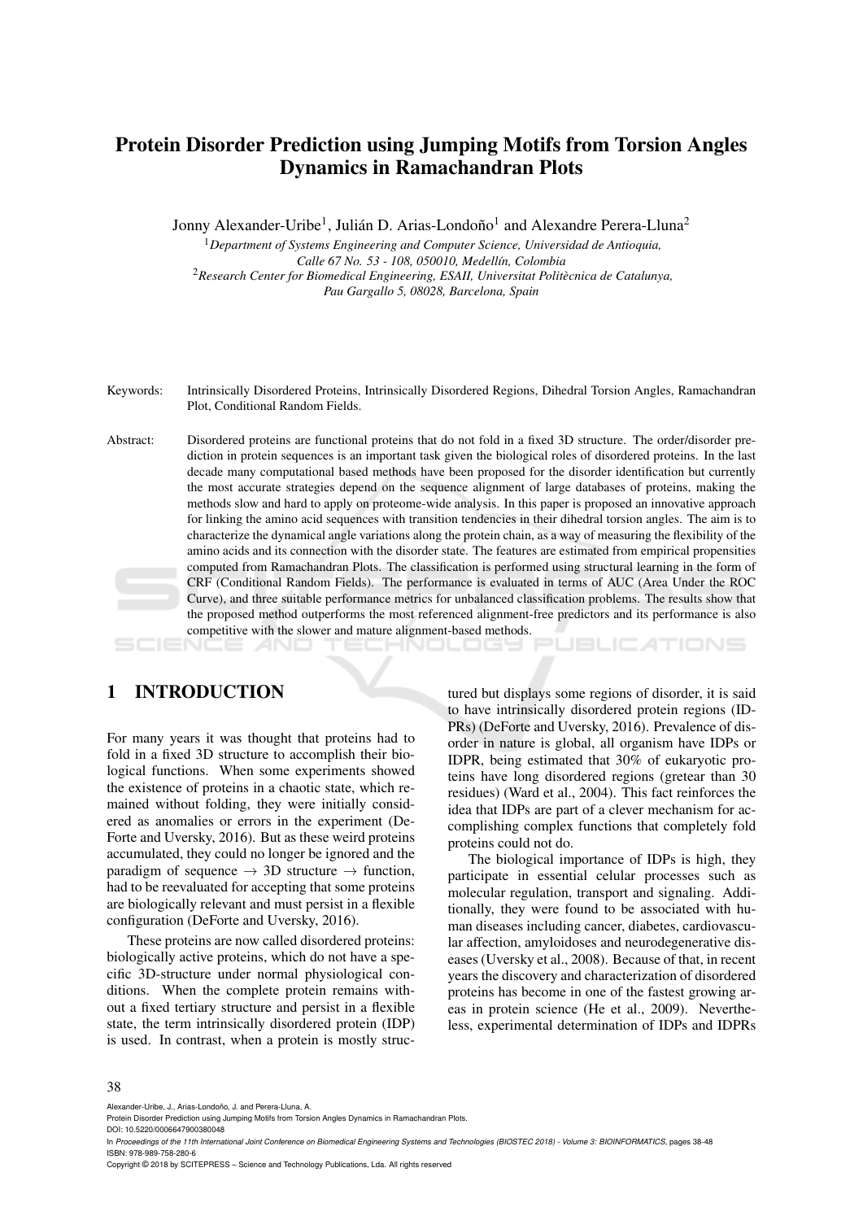# Protein Disorder Prediction using Jumping Motifs from Torsion Angles Dynamics in Ramachandran Plots

Jonny Alexander-Uribe[1], Julián D. Arias-Londoño[1] and Alexandre Perera-Lluna[2]

[1] *Department of Systems Engineering and Computer Science, Universidad de Antioquia, Calle 67 No. 53 - 108, 050010, Medellín, Colombia*

[2] *Research Center for Biomedical Engineering, ESAII, Universitat Politècnica de Catalunya, Pau Gargallo 5, 08028, Barcelona, Spain*

Keywords: Intrinsically Disordered Proteins, Intrinsically Disordered Regions, Dihedral Torsion Angles, Ramachandran Plot, Conditional Random Fields.

Abstract: Disordered proteins are functional proteins that do not fold in a fixed 3D structure. The order/disorder prediction in protein sequences is an important task given the biological roles of disordered proteins. In the last decade many computational based methods have been proposed for the disorder identification but currently the most accurate strategies depend on the sequence alignment of large databases of proteins, making the methods slow and hard to apply on proteome-wide analysis. In this paper is proposed an innovative approach for linking the amino acid sequences with transition tendencies in their dihedral torsion angles. The aim is to characterize the dynamical angle variations along the protein chain, as a way of measuring the flexibility of the amino acids and its connection with the disorder state. The features are estimated from empirical propensities computed from Ramachandran Plots. The classification is performed using structural learning in the form of CRF (Conditional Random Fields). The performance is evaluated in terms of AUC (Area Under the ROC Curve), and three suitable performance metrics for unbalanced classification problems. The results show that the proposed method outperforms the most referenced alignment-free predictors and its performance is also competitive with the slower and mature alignment-based methods.

## 1 INTRODUCTION

For many years it was thought that proteins had to fold in a fixed 3D structure to accomplish their biological functions. When some experiments showed the existence of proteins in a chaotic state, which remained without folding, they were initially considered as anomalies or errors in the experiment (DeForte and Uversky, 2016). But as these weird proteins accumulated, they could no longer be ignored and the paradigm of sequence $\rightarrow$ 3D structure $\rightarrow$ function, had to be reevaluated for accepting that some proteins are biologically relevant and must persist in a flexible configuration (DeForte and Uversky, 2016).

These proteins are now called disordered proteins: biologically active proteins, which do not have a specific 3D-structure under normal physiological conditions. When the complete protein remains without a fixed tertiary structure and persist in a flexible state, the term intrinsically disordered protein (IDP) is used. In contrast, when a protein is mostly structured but displays some regions of disorder, it is said to have intrinsically disordered protein regions (IDPRs) (DeForte and Uversky, 2016). Prevalence of disorder in nature is global, all organism have IDPs or IDPR, being estimated that 30% of eukaryotic proteins have long disordered regions (gretear than 30 residues) (Ward et al., 2004). This fact reinforces the idea that IDPs are part of a clever mechanism for accomplishing complex functions that completely fold proteins could not do.

The biological importance of IDPs is high, they participate in essential celular processes such as molecular regulation, transport and signaling. Additionally, they were found to be associated with human diseases including cancer, diabetes, cardiovascular affection, amyloidoses and neurodegenerative diseases (Uversky et al., 2008). Because of that, in recent years the discovery and characterization of disordered proteins has become in one of the fastest growing areas in protein science (He et al., 2009). Nevertheless, experimental determination of IDPs and IDPRs

Alexander-Uribe, J., Arias-Londoño, J. and Perera-Lluna, A.
Protein Disorder Prediction using Jumping Motifs from Torsion Angles Dynamics in Ramachandran Plots.
DOI: 10.5220/0006647900380048
In *Proceedings of the 11th International Joint Conference on Biomedical Engineering Systems and Technologies (BIOSTEC 2018) - Volume 3: BIOINFORMATICS*, pages 38-48
ISBN: 978-989-758-280-6
Copyright © 2018 by SCITEPRESS – Science and Technology Publications, Lda. All rights reserved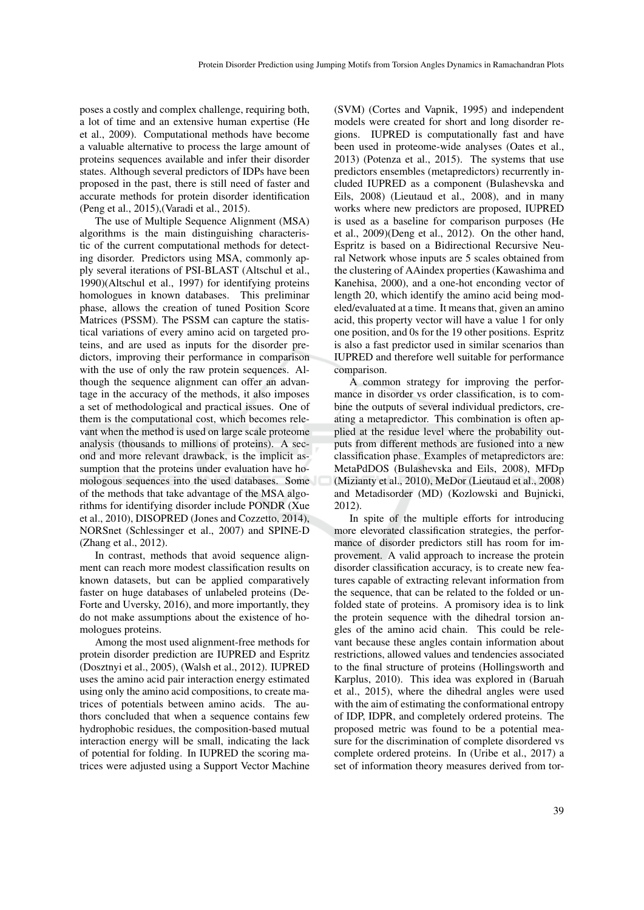poses a costly and complex challenge, requiring both, a lot of time and an extensive human expertise (He et al., 2009). Computational methods have become a valuable alternative to process the large amount of proteins sequences available and infer their disorder states. Although several predictors of IDPs have been proposed in the past, there is still need of faster and accurate methods for protein disorder identification (Peng et al., 2015),(Varadi et al., 2015).

The use of Multiple Sequence Alignment (MSA) algorithms is the main distinguishing characteristic of the current computational methods for detecting disorder. Predictors using MSA, commonly apply several iterations of PSI-BLAST (Altschul et al., 1990)(Altschul et al., 1997) for identifying proteins homologues in known databases. This preliminar phase, allows the creation of tuned Position Score Matrices (PSSM). The PSSM can capture the statistical variations of every amino acid on targeted proteins, and are used as inputs for the disorder predictors, improving their performance in comparison with the use of only the raw protein sequences. Although the sequence alignment can offer an advantage in the accuracy of the methods, it also imposes a set of methodological and practical issues. One of them is the computational cost, which becomes relevant when the method is used on large scale proteome analysis (thousands to millions of proteins). A second and more relevant drawback, is the implicit assumption that the proteins under evaluation have homologous sequences into the used databases. Some of the methods that take advantage of the MSA algorithms for identifying disorder include PONDR (Xue et al., 2010), DISOPRED (Jones and Cozzetto, 2014), NORSnet (Schlessinger et al., 2007) and SPINE-D (Zhang et al., 2012).

In contrast, methods that avoid sequence alignment can reach more modest classification results on known datasets, but can be applied comparatively faster on huge databases of unlabeled proteins (DeForte and Uversky, 2016), and more importantly, they do not make assumptions about the existence of homologues proteins.

Among the most used alignment-free methods for protein disorder prediction are IUPRED and Espritz (Dosztnyi et al., 2005), (Walsh et al., 2012). IUPRED uses the amino acid pair interaction energy estimated using only the amino acid compositions, to create matrices of potentials between amino acids. The authors concluded that when a sequence contains few hydrophobic residues, the composition-based mutual interaction energy will be small, indicating the lack of potential for folding. In IUPRED the scoring matrices were adjusted using a Support Vector Machine (SVM) (Cortes and Vapnik, 1995) and independent models were created for short and long disorder regions. IUPRED is computationally fast and have been used in proteome-wide analyses (Oates et al., 2013) (Potenza et al., 2015). The systems that use predictors ensembles (metapredictors) recurrently included IUPRED as a component (Bulashevska and Eils, 2008) (Lieutaud et al., 2008), and in many works where new predictors are proposed, IUPRED is used as a baseline for comparison purposes (He et al., 2009)(Deng et al., 2012). On the other hand, Espritz is based on a Bidirectional Recursive Neural Network whose inputs are 5 scales obtained from the clustering of AAindex properties (Kawashima and Kanehisa, 2000), and a one-hot enconding vector of length 20, which identify the amino acid being modeled/evaluated at a time. It means that, given an amino acid, this property vector will have a value 1 for only one position, and 0s for the 19 other positions. Espritz is also a fast predictor used in similar scenarios than IUPRED and therefore well suitable for performance comparison.

A common strategy for improving the performance in disorder vs order classification, is to combine the outputs of several individual predictors, creating a metapredictor. This combination is often applied at the residue level where the probability outputs from different methods are fusioned into a new classification phase. Examples of metapredictors are: MetaPdDOS (Bulashevska and Eils, 2008), MFDp (Mizianty et al., 2010), MeDor (Lieutaud et al., 2008) and Metadisorder (MD) (Kozlowski and Bujnicki, 2012).

In spite of the multiple efforts for introducing more elevorated classification strategies, the performance of disorder predictors still has room for improvement. A valid approach to increase the protein disorder classification accuracy, is to create new features capable of extracting relevant information from the sequence, that can be related to the folded or unfolded state of proteins. A promisory idea is to link the protein sequence with the dihedral torsion angles of the amino acid chain. This could be relevant because these angles contain information about restrictions, allowed values and tendencies associated to the final structure of proteins (Hollingsworth and Karplus, 2010). This idea was explored in (Baruah et al., 2015), where the dihedral angles were used with the aim of estimating the conformational entropy of IDP, IDPR, and completely ordered proteins. The proposed metric was found to be a potential measure for the discrimination of complete disordered vs complete ordered proteins. In (Uribe et al., 2017) a set of information theory measures derived from tor-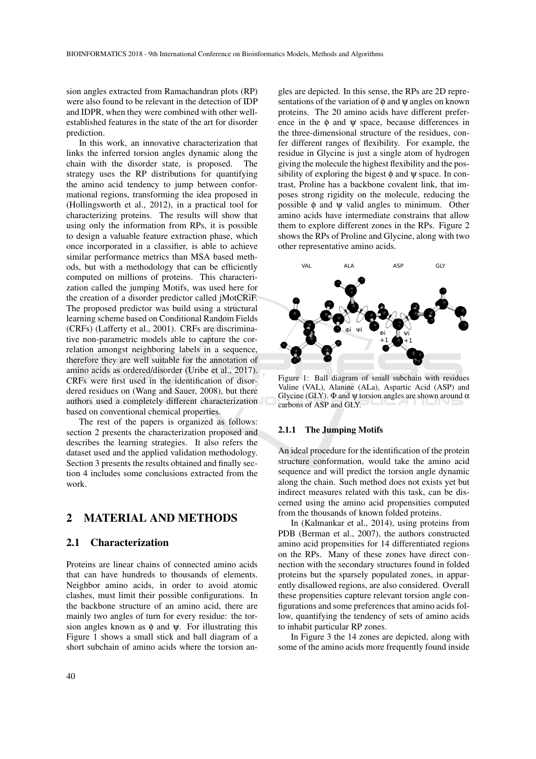sion angles extracted from Ramachandran plots (RP) were also found to be relevant in the detection of IDP and IDPR, when they were combined with other well-established features in the state of the art for disorder prediction.

In this work, an innovative characterization that links the inferred torsion angles dynamic along the chain with the disorder state, is proposed. The strategy uses the RP distributions for quantifying the amino acid tendency to jump between conformational regions, transforming the idea proposed in (Hollingsworth et al., 2012), in a practical tool for characterizing proteins. The results will show that using only the information from RPs, it is possible to design a valuable feature extraction phase, which once incorporated in a classifier, is able to achieve similar performance metrics than MSA based methods, but with a methodology that can be efficiently computed on millions of proteins. This characterization called the jumping Motifs, was used here for the creation of a disorder predictor called jMotCRiF. The proposed predictor was build using a structural learning scheme based on Conditional Random Fields (CRFs) (Lafferty et al., 2001). CRFs are discriminative non-parametric models able to capture the correlation amongst neighboring labels in a sequence, therefore they are well suitable for the annotation of amino acids as ordered/disorder (Uribe et al., 2017). CRFs were first used in the identification of disordered residues on (Wang and Sauer, 2008), but there authors used a completely different characterization based on conventional chemical properties.

The rest of the papers is organized as follows: section 2 presents the characterization proposed and describes the learning strategies. It also refers the dataset used and the applied validation methodology. Section 3 presents the results obtained and finally section 4 includes some conclusions extracted from the work.

## 2 MATERIAL AND METHODS

### 2.1 Characterization

Proteins are linear chains of connected amino acids that can have hundreds to thousands of elements. Neighbor amino acids, in order to avoid atomic clashes, must limit their possible configurations. In the backbone structure of an amino acid, there are mainly two angles of turn for every residue: the torsion angles known as $\phi$ and $\psi$. For illustrating this Figure 1 shows a small stick and ball diagram of a short subchain of amino acids where the torsion angles are depicted. In this sense, the RPs are 2D representations of the variation of $\phi$ and $\psi$ angles on known proteins. The 20 amino acids have different preference in the $\phi$ and $\psi$ space, because differences in the three-dimensional structure of the residues, confer different ranges of flexibility. For example, the residue in Glycine is just a single atom of hydrogen giving the molecule the highest flexibility and the possibility of exploring the bigest $\phi$ and $\psi$ space. In contrast, Proline has a backbone covalent link, that imposes strong rigidity on the molecule, reducing the possible $\phi$ and $\psi$ valid angles to minimum. Other amino acids have intermediate constrains that allow them to explore different zones in the RPs. Figure 2 shows the RPs of Proline and Glycine, along with two other representative amino acids.

Figure 1: Ball diagram of small subchain with residues Valine (VAL), Alanine (ALa), Aspartic Acid (ASP) and Glycine (GLY). $\Phi$ and $\psi$ torsion angles are shown around $\alpha$ carbons of ASP and GLY.

#### 2.1.1 The Jumping Motifs

An ideal procedure for the identification of the protein structure conformation, would take the amino acid sequence and will predict the torsion angle dynamic along the chain. Such method does not exists yet but indirect measures related with this task, can be discerned using the amino acid propensities computed from the thousands of known folded proteins.

In (Kalmankar et al., 2014), using proteins from PDB (Berman et al., 2007), the authors constructed amino acid propensities for 14 differentiated regions on the RPs. Many of these zones have direct connection with the secondary structures found in folded proteins but the sparsely populated zones, in apparently disallowed regions, are also considered. Overall these propensities capture relevant torsion angle configurations and some preferences that amino acids follow, quantifying the tendency of sets of amino acids to inhabit particular RP zones.

In Figure 3 the 14 zones are depicted, along with some of the amino acids more frequently found inside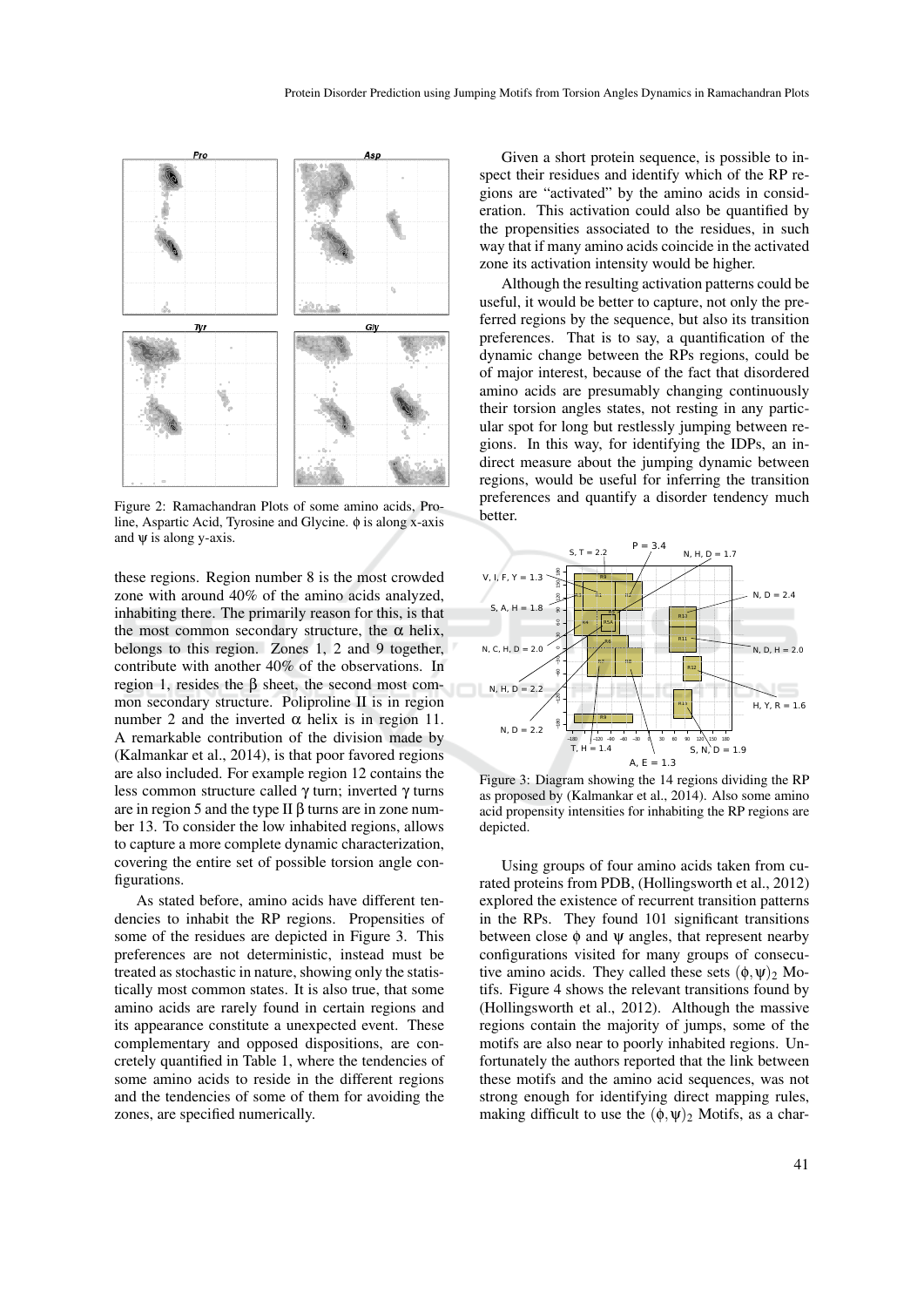Figure 2: Ramachandran Plots of some amino acids, Proline, Aspartic Acid, Tyrosine and Glycine. $\phi$ is along x-axis and $\psi$ is along y-axis.

these regions. Region number 8 is the most crowded zone with around 40% of the amino acids analyzed, inhabiting there. The primarily reason for this, is that the most common secondary structure, the $\alpha$ helix, belongs to this region. Zones 1, 2 and 9 together, contribute with another 40% of the observations. In region 1, resides the $\beta$ sheet, the second most common secondary structure. Poliproline II is in region number 2 and the inverted $\alpha$ helix is in region 11. A remarkable contribution of the division made by (Kalmankar et al., 2014), is that poor favored regions are also included. For example region 12 contains the less common structure called $\gamma$ turn; inverted $\gamma$ turns are in region 5 and the type II $\beta$ turns are in zone number 13. To consider the low inhabited regions, allows to capture a more complete dynamic characterization, covering the entire set of possible torsion angle configurations.

As stated before, amino acids have different tendencies to inhabit the RP regions. Propensities of some of the residues are depicted in Figure 3. This preferences are not deterministic, instead must be treated as stochastic in nature, showing only the statistically most common states. It is also true, that some amino acids are rarely found in certain regions and its appearance constitute a unexpected event. These complementary and opposed dispositions, are concretely quantified in Table 1, where the tendencies of some amino acids to reside in the different regions and the tendencies of some of them for avoiding the zones, are specified numerically.

Given a short protein sequence, is possible to inspect their residues and identify which of the RP regions are "activated" by the amino acids in consideration. This activation could also be quantified by the propensities associated to the residues, in such way that if many amino acids coincide in the activated zone its activation intensity would be higher.

Although the resulting activation patterns could be useful, it would be better to capture, not only the preferred regions by the sequence, but also its transition preferences. That is to say, a quantification of the dynamic change between the RPs regions, could be of major interest, because of the fact that disordered amino acids are presumably changing continuously their torsion angles states, not resting in any particular spot for long but restlessly jumping between regions. In this way, for identifying the IDPs, an indirect measure about the jumping dynamic between regions, would be useful for inferring the transition preferences and quantify a disorder tendency much better.

Figure 3: Diagram showing the 14 regions dividing the RP as proposed by (Kalmankar et al., 2014). Also some amino acid propensity intensities for inhabiting the RP regions are depicted.

Using groups of four amino acids taken from curated proteins from PDB, (Hollingsworth et al., 2012) explored the existence of recurrent transition patterns in the RPs. They found 101 significant transitions between close $\phi$ and $\psi$ angles, that represent nearby configurations visited for many groups of consecutive amino acids. They called these sets $(\phi,\psi)_2$ Motifs. Figure 4 shows the relevant transitions found by (Hollingsworth et al., 2012). Although the massive regions contain the majority of jumps, some of the motifs are also near to poorly inhabited regions. Unfortunately the authors reported that the link between these motifs and the amino acid sequences, was not strong enough for identifying direct mapping rules, making difficult to use the $(\phi,\psi)_2$ Motifs, as a char-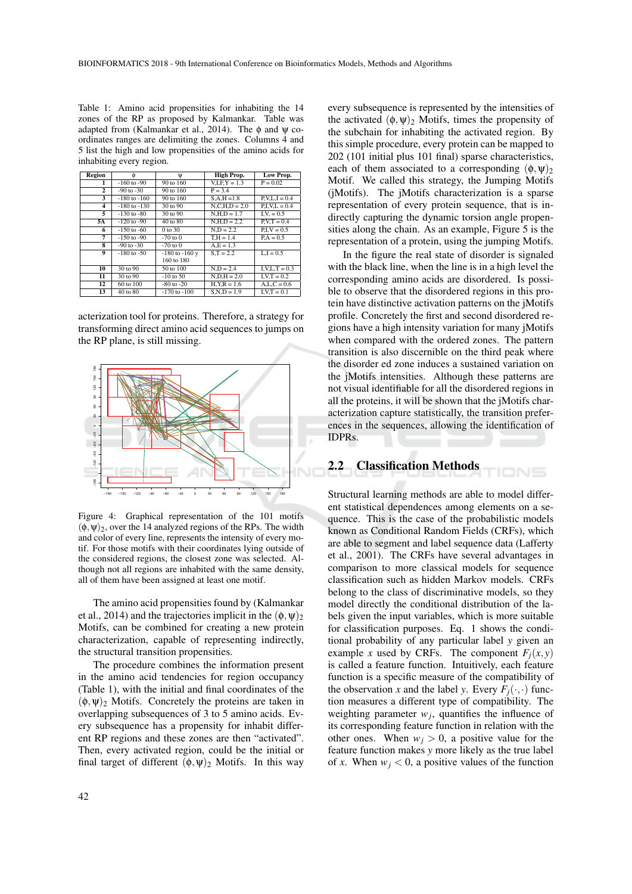Table 1: Amino acid propensities for inhabiting the 14 zones of the RP as proposed by Kalmankar. Table was adapted from (Kalmankar et al., 2014). The $\phi$ and $\psi$ coordinates ranges are delimiting the zones. Columns 4 and 5 list the high and low propensities of the amino acids for inhabiting every region.

| Region | $\phi$ | $\psi$ | High Prop. | Low Prop. |
|---|---|---|---|---|
| 1 | -160 to -90 | 90 to 160 | V,I,F,Y = 1.3 | P = 0.02 |
| 2 | -90 to -30 | 90 to 160 | P = 3.4 | |
| 3 | -180 to -160 | 90 to 160 | S,A,H =1.8 | P,V,L,I = 0.4 |
| 4 | -180 to -130 | 30 to 90 | N,C,H,D = 2.0 | P,I,V,L = 0.4 |
| 5 | -130 to -80 | 30 to 90 | N,H,D = 1.7 | I,V, = 0.5 |
| 5A | -120 to -90 | 40 to 80 | N,H,D = 2.2 | P,V,T = 0.4 |
| 6 | -150 to -60 | 0 to 30 | N,D = 2.2 | P,I,V = 0.5 |
| 7 | -150 to -90 | -70 to 0 | T,H = 1.4 | P,A = 0.5 |
| 8 | -90 to -30 | -70 to 0 | A,E = 1.3 | |
| 9 | -180 to -50 | -180 to -160 y 160 to 180 | S,T = 2.2 | L,I = 0.5 |
| 10 | 30 to 90 | 50 to 100 | N,D = 2.4 | I,V,L,T = 0.3 |
| 11 | 30 to 90 | -10 to 50 | N,D,H = 2.0 | I,V,T = 0.2 |
| 12 | 60 to 100 | -80 to -20 | H,Y,R = 1.6 | A,L,C = 0.6 |
| 13 | 40 to 80 | -170 to -100 | S,N,D = 1.9 | I,V,T = 0.1 |

acterization tool for proteins. Therefore, a strategy for transforming direct amino acid sequences to jumps on the RP plane, is still missing.

Figure 4: Graphical representation of the 101 motifs $(\phi,\psi)_2$, over the 14 analyzed regions of the RPs. The width and color of every line, represents the intensity of every motif. For those motifs with their coordinates lying outside of the considered regions, the closest zone was selected. Although not all regions are inhabited with the same density, all of them have been assigned at least one motif.

The amino acid propensities found by (Kalmankar et al., 2014) and the trajectories implicit in the $(\phi,\psi)_2$ Motifs, can be combined for creating a new protein characterization, capable of representing indirectly, the structural transition propensities.

The procedure combines the information present in the amino acid tendencies for region occupancy (Table 1), with the initial and final coordinates of the $(\phi,\psi)_2$ Motifs. Concretely the proteins are taken in overlapping subsequences of 3 to 5 amino acids. Every subsequence has a propensity for inhabit different RP regions and these zones are then "activated". Then, every activated region, could be the initial or final target of different $(\phi,\psi)_2$ Motifs. In this way every subsequence is represented by the intensities of the activated $(\phi,\psi)_2$ Motifs, times the propensity of the subchain for inhabiting the activated region. By this simple procedure, every protein can be mapped to 202 (101 initial plus 101 final) sparse characteristics, each of them associated to a corresponding $(\phi,\psi)_2$ Motif. We called this strategy, the Jumping Motifs (jMotifs). The jMotifs characterization is a sparse representation of every protein sequence, that is indirectly capturing the dynamic torsion angle propensities along the chain. As an example, Figure 5 is the representation of a protein, using the jumping Motifs.

In the figure the real state of disorder is signaled with the black line, when the line is in a high level the corresponding amino acids are disordered. Is possible to observe that the disordered regions in this protein have distinctive activation patterns on the jMotifs profile. Concretely the first and second disordered regions have a high intensity variation for many jMotifs when compared with the ordered zones. The pattern transition is also discernible on the third peak where the disorder ed zone induces a sustained variation on the jMotifs intensities. Although these patterns are not visual identifiable for all the disordered regions in all the proteins, it will be shown that the jMotifs characterization capture statistically, the transition preferences in the sequences, allowing the identification of IDPRs.

## 2.2 Classification Methods

Structural learning methods are able to model different statistical dependences among elements on a sequence. This is the case of the probabilistic models known as Conditional Random Fields (CRFs), which are able to segment and label sequence data (Lafferty et al., 2001). The CRFs have several advantages in comparison to more classical models for sequence classification such as hidden Markov models. CRFs belong to the class of discriminative models, so they model directly the conditional distribution of the labels given the input variables, which is more suitable for classification purposes. Eq. 1 shows the conditional probability of any particular label $y$ given an example $x$ used by CRFs. The component $F_j(x,y)$ is called a feature function. Intuitively, each feature function is a specific measure of the compatibility of the observation $x$ and the label $y$. Every $F_j(\cdot,\cdot)$ function measures a different type of compatibility. The weighting parameter $w_j$, quantifies the influence of its corresponding feature function in relation with the other ones. When $w_j > 0$, a positive value for the feature function makes $y$ more likely as the true label of $x$. When $w_j < 0$, a positive values of the function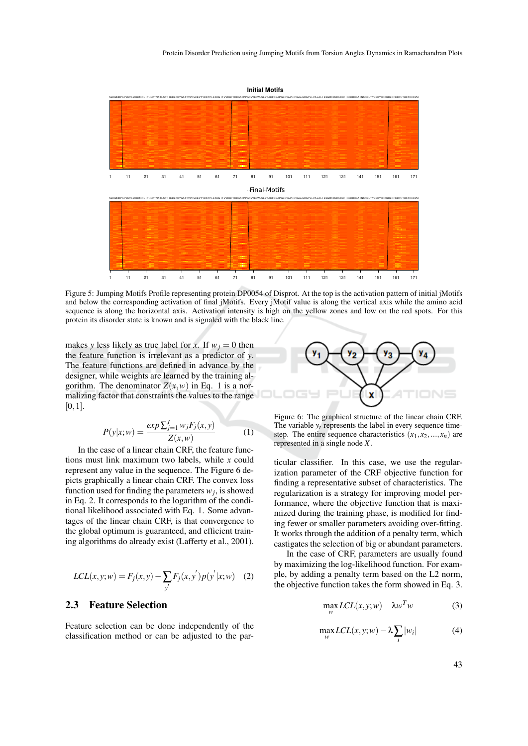Figure 5: Jumping Motifs Profile representing protein DP0054 of Disprot. At the top is the activation pattern of initial jMotifs and below the corresponding activation of final jMotifs. Every jMotif value is along the vertical axis while the amino acid sequence is along the horizontal axis. Activation intensity is high on the yellow zones and low on the red spots. For this protein its disorder state is known and is signaled with the black line.

makes $y$ less likely as true label for $x$. If $w_j = 0$ then the feature function is irrelevant as a predictor of $y$. The feature functions are defined in advance by the designer, while weights are learned by the training algorithm. The denominator $Z(x,w)$ in Eq. 1 is a normalizing factor that constraints the values to the range $[0,1]$.

$$P(y|x;w) = \frac{exp \sum_{j=1}^{J} w_j F_j(x,y)}{Z(x,w)} \quad (1)$$

In the case of a linear chain CRF, the feature functions must link maximum two labels, while $x$ could represent any value in the sequence. The Figure 6 depicts graphically a linear chain CRF. The convex loss function used for finding the parameters $w_j$, is showed in Eq. 2. It corresponds to the logarithm of the conditional likelihood associated with Eq. 1. Some advantages of the linear chain CRF, is that convergence to the global optimum is guaranteed, and efficient training algorithms do already exist (Lafferty et al., 2001).

$$LCL(x,y;w) = F_j(x,y) - \sum_{y'} F_j(x,y')p(y'|x;w) \quad (2)$$

## 2.3 Feature Selection

Feature selection can be done independently of the classification method or can be adjusted to the particular classifier. In this case, we use the regularization parameter of the CRF objective function for finding a representative subset of characteristics. The regularization is a strategy for improving model performance, where the objective function that is maximized during the training phase, is modified for finding fewer or smaller parameters avoiding over-fitting. It works through the addition of a penalty term, which castigates the selection of big or abundant parameters.

Figure 6: The graphical structure of the linear chain CRF. The variable $y_t$ represents the label in every sequence timestep. The entire sequence characteristics $(x_1, x_2, ..., x_n)$ are represented in a single node $X$.

In the case of CRF, parameters are usually found by maximizing the log-likelihood function. For example, by adding a penalty term based on the L2 norm, the objective function takes the form showed in Eq. 3.

$$\max_w LCL(x,y;w) - \lambda w^T w \quad (3)$$

$$\max_w LCL(x,y;w) - \lambda \sum_i |w_i| \quad (4)$$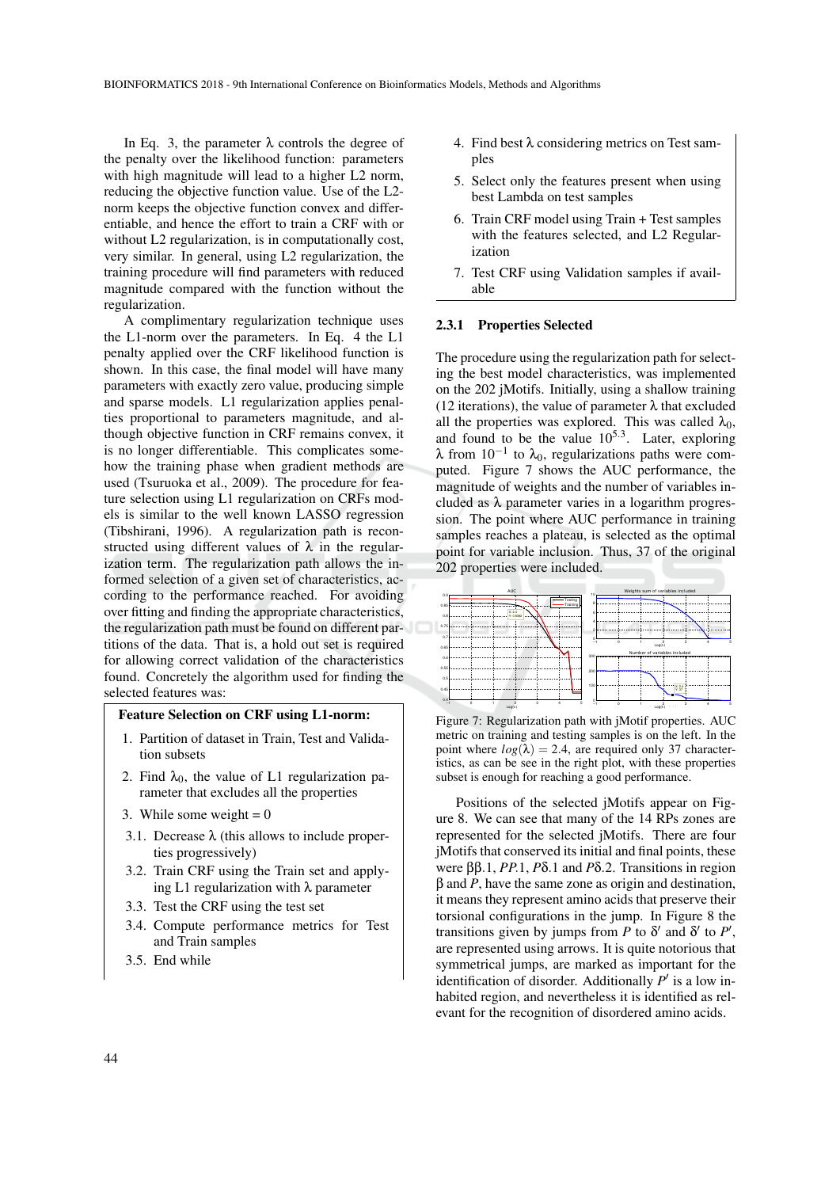In Eq. 3, the parameter $\lambda$ controls the degree of the penalty over the likelihood function: parameters with high magnitude will lead to a higher L2 norm, reducing the objective function value. Use of the L2-norm keeps the objective function convex and differentiable, and hence the effort to train a CRF with or without L2 regularization, is in computationally cost, very similar. In general, using L2 regularization, the training procedure will find parameters with reduced magnitude compared with the function without the regularization.

A complimentary regularization technique uses the L1-norm over the parameters. In Eq. 4 the L1 penalty applied over the CRF likelihood function is shown. In this case, the final model will have many parameters with exactly zero value, producing simple and sparse models. L1 regularization applies penalties proportional to parameters magnitude, and although objective function in CRF remains convex, it is no longer differentiable. This complicates somehow the training phase when gradient methods are used (Tsuruoka et al., 2009). The procedure for feature selection using L1 regularization on CRFs models is similar to the well known LASSO regression (Tibshirani, 1996). A regularization path is reconstructed using different values of $\lambda$ in the regularization term. The regularization path allows the informed selection of a given set of characteristics, according to the performance reached. For avoiding over fitting and finding the appropriate characteristics, the regularization path must be found on different partitions of the data. That is, a hold out set is required for allowing correct validation of the characteristics found. Concretely the algorithm used for finding the selected features was:

**Feature Selection on CRF using L1-norm:**

1. Partition of dataset in Train, Test and Validation subsets
2. Find $\lambda_0$, the value of L1 regularization parameter that excludes all the properties
3. While some weight = 0
   - 3.1. Decrease $\lambda$ (this allows to include properties progressively)
   - 3.2. Train CRF using the Train set and applying L1 regularization with $\lambda$ parameter
   - 3.3. Test the CRF using the test set
   - 3.4. Compute performance metrics for Test and Train samples
   - 3.5. End while
4. Find best $\lambda$ considering metrics on Test samples
5. Select only the features present when using best Lambda on test samples
6. Train CRF model using Train + Test samples with the features selected, and L2 Regularization
7. Test CRF using Validation samples if available

#### 2.3.1 Properties Selected

The procedure using the regularization path for selecting the best model characteristics, was implemented on the 202 jMotifs. Initially, using a shallow training (12 iterations), the value of parameter $\lambda$ that excluded all the properties was explored. This was called $\lambda_0$, and found to be the value $10^{5.3}$. Later, exploring $\lambda$ from $10^{-1}$ to $\lambda_0$, regularizations paths were computed. Figure 7 shows the AUC performance, the magnitude of weights and the number of variables included as $\lambda$ parameter varies in a logarithm progression. The point where AUC performance in training samples reaches a plateau, is selected as the optimal point for variable inclusion. Thus, 37 of the original 202 properties were included.

Figure 7: Regularization path with jMotif properties. AUC metric on training and testing samples is on the left. In the point where $log(\lambda) = 2.4$, are required only 37 characteristics, as can be see in the right plot, with these properties subset is enough for reaching a good performance.

Positions of the selected jMotifs appear on Figure 8. We can see that many of the 14 RPs zones are represented for the selected jMotifs. There are four jMotifs that conserved its initial and final points, these were $\beta\beta.1$, $PP.1$, $P\delta.1$ and $P\delta.2$. Transitions in region $\beta$ and $P$, have the same zone as origin and destination, it means they represent amino acids that preserve their torsional configurations in the jump. In Figure 8 the transitions given by jumps from $P$ to $\delta'$ and $\delta'$ to $P'$, are represented using arrows. It is quite notorious that symmetrical jumps, are marked as important for the identification of disorder. Additionally $P'$ is a low inhabited region, and nevertheless it is identified as relevant for the recognition of disordered amino acids.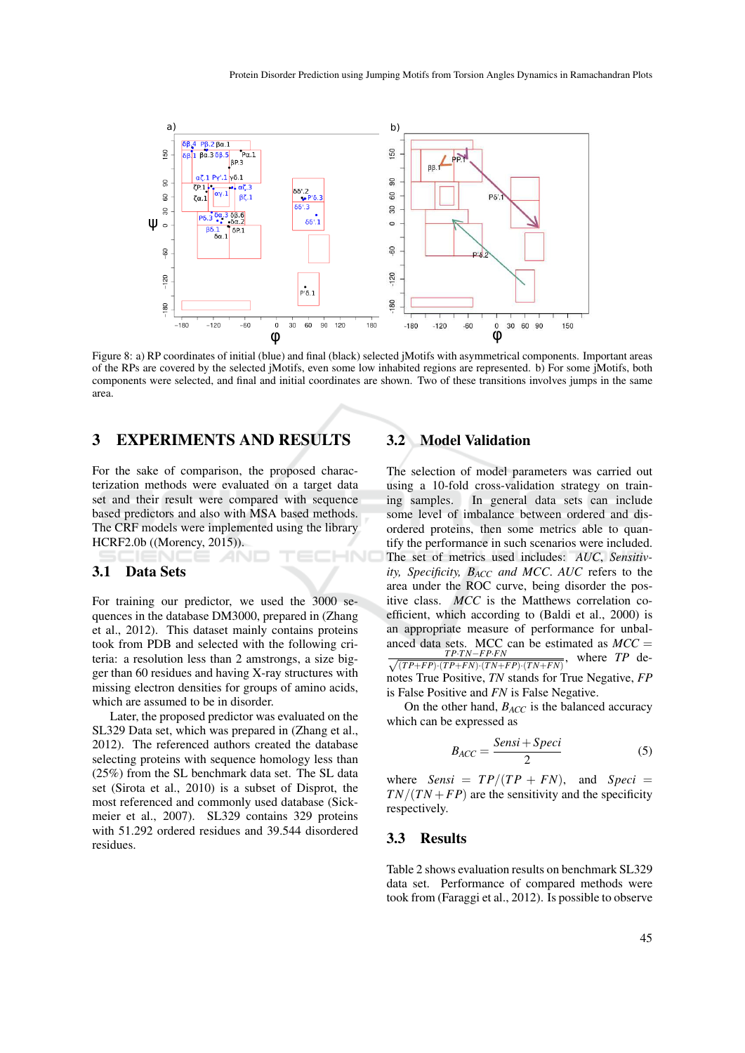Figure 8: a) RP coordinates of initial (blue) and final (black) selected jMotifs with asymmetrical components. Important areas of the RPs are covered by the selected jMotifs, even some low inhabited regions are represented. b) For some jMotifs, both components were selected, and final and initial coordinates are shown. Two of these transitions involves jumps in the same area.

## 3 EXPERIMENTS AND RESULTS

For the sake of comparison, the proposed characterization methods were evaluated on a target data set and their result were compared with sequence based predictors and also with MSA based methods. The CRF models were implemented using the library HCRF2.0b ((Morency, 2015)).

### 3.1 Data Sets

For training our predictor, we used the 3000 sequences in the database DM3000, prepared in (Zhang et al., 2012). This dataset mainly contains proteins took from PDB and selected with the following criteria: a resolution less than 2 amstrongs, a size bigger than 60 residues and having X-ray structures with missing electron densities for groups of amino acids, which are assumed to be in disorder.

Later, the proposed predictor was evaluated on the SL329 Data set, which was prepared in (Zhang et al., 2012). The referenced authors created the database selecting proteins with sequence homology less than (25%) from the SL benchmark data set. The SL data set (Sirota et al., 2010) is a subset of Disprot, the most referenced and commonly used database (Sickmeier et al., 2007). SL329 contains 329 proteins with 51.292 ordered residues and 39.544 disordered residues.

### 3.2 Model Validation

The selection of model parameters was carried out using a 10-fold cross-validation strategy on training samples. In general data sets can include some level of imbalance between ordered and disordered proteins, then some metrics able to quantify the performance in such scenarios were included. The set of metrics used includes: *AUC*, *Sensitivity, Specificity,* $B_{ACC}$ *and MCC*. *AUC* refers to the area under the ROC curve, being disorder the positive class. *MCC* is the Matthews correlation coefficient, which according to (Baldi et al., 2000) is an appropriate measure of performance for unbalanced data sets. MCC can be estimated as $MCC = \frac{TP \cdot TN - FP \cdot FN}{\sqrt{(TP+FP)\cdot(TP+FN)\cdot(TN+FP)\cdot(TN+FN)}}$, where *TP* denotes True Positive, *TN* stands for True Negative, *FP* is False Positive and *FN* is False Negative.

On the other hand, $B_{ACC}$ is the balanced accuracy which can be expressed as

$$B_{ACC} = \frac{Sensi + Speci}{2} \qquad (5)$$

where $Sensi = TP/(TP+FN)$, and $Speci = TN/(TN+FP)$ are the sensitivity and the specificity respectively.

### 3.3 Results

Table 2 shows evaluation results on benchmark SL329 data set. Performance of compared methods were took from (Faraggi et al., 2012). Is possible to observe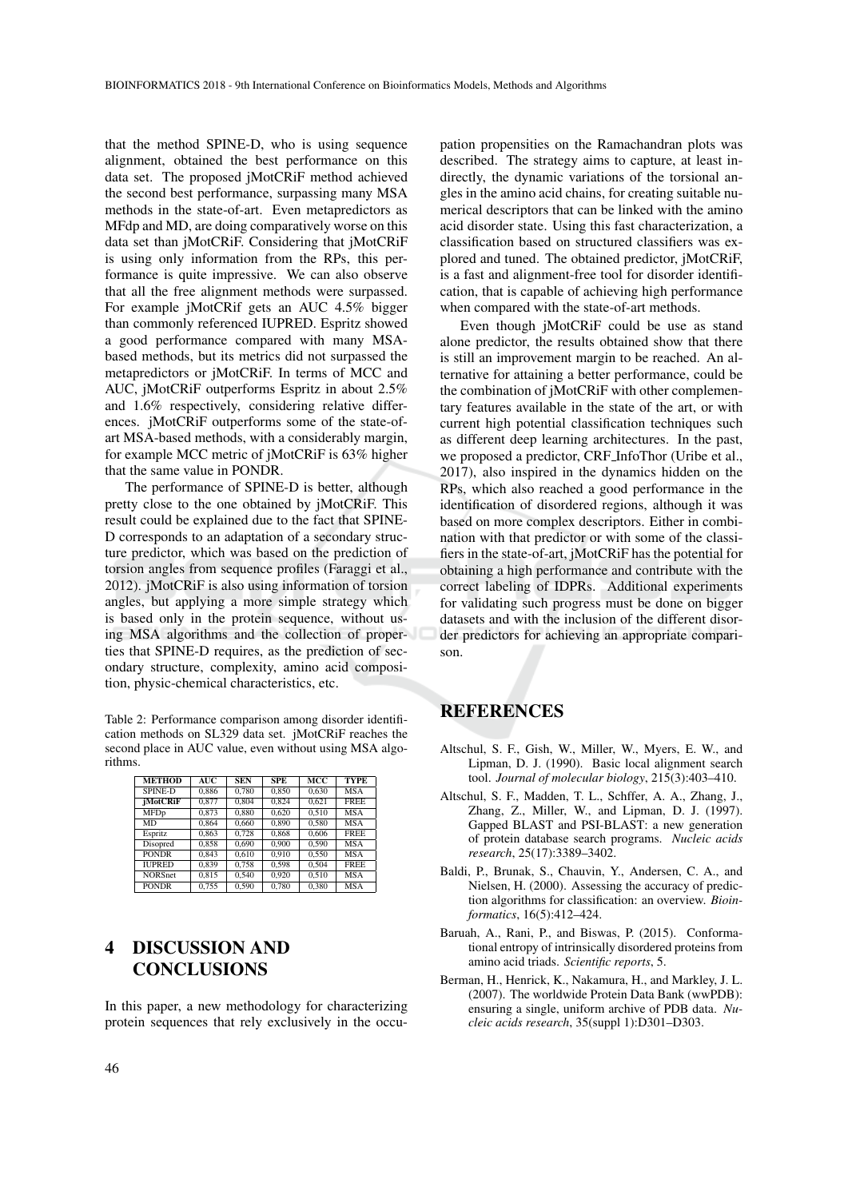that the method SPINE-D, who is using sequence alignment, obtained the best performance on this data set. The proposed jMotCRiF method achieved the second best performance, surpassing many MSA methods in the state-of-art. Even metapredictors as MFdp and MD, are doing comparatively worse on this data set than jMotCRiF. Considering that jMotCRiF is using only information from the RPs, this performance is quite impressive. We can also observe that all the free alignment methods were surpassed. For example jMotCRif gets an AUC 4.5% bigger than commonly referenced IUPRED. Espritz showed a good performance compared with many MSA-based methods, but its metrics did not surpassed the metapredictors or jMotCRiF. In terms of MCC and AUC, jMotCRiF outperforms Espritz in about 2.5% and 1.6% respectively, considering relative differences. jMotCRiF outperforms some of the state-of-art MSA-based methods, with a considerably margin, for example MCC metric of jMotCRiF is 63% higher that the same value in PONDR.

The performance of SPINE-D is better, although pretty close to the one obtained by jMotCRiF. This result could be explained due to the fact that SPINE-D corresponds to an adaptation of a secondary structure predictor, which was based on the prediction of torsion angles from sequence profiles (Faraggi et al., 2012). jMotCRiF is also using information of torsion angles, but applying a more simple strategy which is based only in the protein sequence, without using MSA algorithms and the collection of properties that SPINE-D requires, as the prediction of secondary structure, complexity, amino acid composition, physic-chemical characteristics, etc.

Table 2: Performance comparison among disorder identification methods on SL329 data set. jMotCRiF reaches the second place in AUC value, even without using MSA algorithms.

| METHOD | AUC | SEN | SPE | MCC | TYPE |
|---|---|---|---|---|---|
| SPINE-D | 0,886 | 0,780 | 0,850 | 0,630 | MSA |
| **jMotCRiF** | 0,877 | 0,804 | 0,824 | 0,621 | FREE |
| MFDp | 0,873 | 0,880 | 0,620 | 0,510 | MSA |
| MD | 0,864 | 0,660 | 0,890 | 0,580 | MSA |
| Espritz | 0,863 | 0,728 | 0,868 | 0,606 | FREE |
| Disopred | 0,858 | 0,690 | 0,900 | 0,590 | MSA |
| PONDR | 0,843 | 0,610 | 0,910 | 0,550 | MSA |
| IUPRED | 0,839 | 0,758 | 0,598 | 0,504 | FREE |
| NORSnet | 0,815 | 0,540 | 0,920 | 0,510 | MSA |
| PONDR | 0,755 | 0,590 | 0,780 | 0,380 | MSA |

## 4 DISCUSSION AND CONCLUSIONS

In this paper, a new methodology for characterizing protein sequences that rely exclusively in the occupation propensities on the Ramachandran plots was described. The strategy aims to capture, at least indirectly, the dynamic variations of the torsional angles in the amino acid chains, for creating suitable numerical descriptors that can be linked with the amino acid disorder state. Using this fast characterization, a classification based on structured classifiers was explored and tuned. The obtained predictor, jMotCRiF, is a fast and alignment-free tool for disorder identification, that is capable of achieving high performance when compared with the state-of-art methods.

Even though jMotCRiF could be use as stand alone predictor, the results obtained show that there is still an improvement margin to be reached. An alternative for attaining a better performance, could be the combination of jMotCRiF with other complementary features available in the state of the art, or with current high potential classification techniques such as different deep learning architectures. In the past, we proposed a predictor, CRF_InfoThor (Uribe et al., 2017), also inspired in the dynamics hidden on the RPs, which also reached a good performance in the identification of disordered regions, although it was based on more complex descriptors. Either in combination with that predictor or with some of the classifiers in the state-of-art, jMotCRiF has the potential for obtaining a high performance and contribute with the correct labeling of IDPRs. Additional experiments for validating such progress must be done on bigger datasets and with the inclusion of the different disorder predictors for achieving an appropriate comparison.

## REFERENCES

Altschul, S. F., Gish, W., Miller, W., Myers, E. W., and Lipman, D. J. (1990). Basic local alignment search tool. *Journal of molecular biology*, 215(3):403–410.

Altschul, S. F., Madden, T. L., Schffer, A. A., Zhang, J., Zhang, Z., Miller, W., and Lipman, D. J. (1997). Gapped BLAST and PSI-BLAST: a new generation of protein database search programs. *Nucleic acids research*, 25(17):3389–3402.

Baldi, P., Brunak, S., Chauvin, Y., Andersen, C. A., and Nielsen, H. (2000). Assessing the accuracy of prediction algorithms for classification: an overview. *Bioinformatics*, 16(5):412–424.

Baruah, A., Rani, P., and Biswas, P. (2015). Conformational entropy of intrinsically disordered proteins from amino acid triads. *Scientific reports*, 5.

Berman, H., Henrick, K., Nakamura, H., and Markley, J. L. (2007). The worldwide Protein Data Bank (wwPDB): ensuring a single, uniform archive of PDB data. *Nucleic acids research*, 35(suppl 1):D301–D303.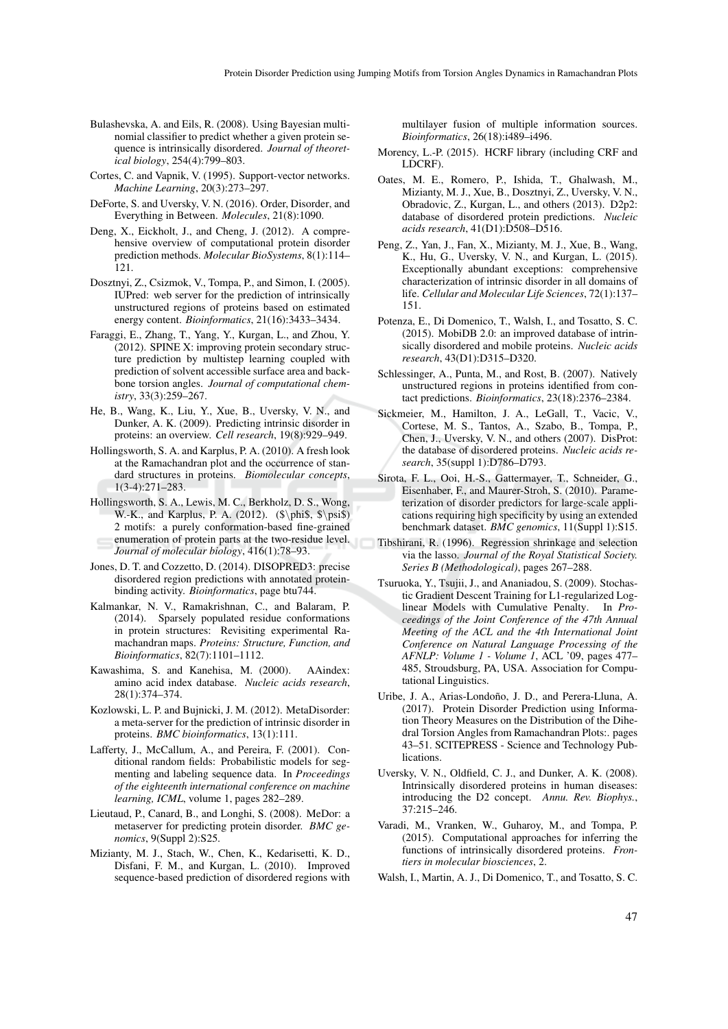Bulashevska, A. and Eils, R. (2008). Using Bayesian multinomial classifier to predict whether a given protein sequence is intrinsically disordered. *Journal of theoretical biology*, 254(4):799–803.

Cortes, C. and Vapnik, V. (1995). Support-vector networks. *Machine Learning*, 20(3):273–297.

DeForte, S. and Uversky, V. N. (2016). Order, Disorder, and Everything in Between. *Molecules*, 21(8):1090.

Deng, X., Eickholt, J., and Cheng, J. (2012). A comprehensive overview of computational protein disorder prediction methods. *Molecular BioSystems*, 8(1):114–121.

Dosztnyi, Z., Csizmok, V., Tompa, P., and Simon, I. (2005). IUPred: web server for the prediction of intrinsically unstructured regions of proteins based on estimated energy content. *Bioinformatics*, 21(16):3433–3434.

Faraggi, E., Zhang, T., Yang, Y., Kurgan, L., and Zhou, Y. (2012). SPINE X: improving protein secondary structure prediction by multistep learning coupled with prediction of solvent accessible surface area and backbone torsion angles. *Journal of computational chemistry*, 33(3):259–267.

He, B., Wang, K., Liu, Y., Xue, B., Uversky, V. N., and Dunker, A. K. (2009). Predicting intrinsic disorder in proteins: an overview. *Cell research*, 19(8):929–949.

Hollingsworth, S. A. and Karplus, P. A. (2010). A fresh look at the Ramachandran plot and the occurrence of standard structures in proteins. *Biomolecular concepts*, 1(3-4):271–283.

Hollingsworth, S. A., Lewis, M. C., Berkholz, D. S., Wong, W.-K., and Karplus, P. A. (2012). ($\phi$, $\psi$) 2 motifs: a purely conformation-based fine-grained enumeration of protein parts at the two-residue level. *Journal of molecular biology*, 416(1):78–93.

Jones, D. T. and Cozzetto, D. (2014). DISOPRED3: precise disordered region predictions with annotated protein-binding activity. *Bioinformatics*, page btu744.

Kalmankar, N. V., Ramakrishnan, C., and Balaram, P. (2014). Sparsely populated residue conformations in protein structures: Revisiting experimental Ramachandran maps. *Proteins: Structure, Function, and Bioinformatics*, 82(7):1101–1112.

Kawashima, S. and Kanehisa, M. (2000). AAindex: amino acid index database. *Nucleic acids research*, 28(1):374–374.

Kozlowski, L. P. and Bujnicki, J. M. (2012). MetaDisorder: a meta-server for the prediction of intrinsic disorder in proteins. *BMC bioinformatics*, 13(1):111.

Lafferty, J., McCallum, A., and Pereira, F. (2001). Conditional random fields: Probabilistic models for segmenting and labeling sequence data. In *Proceedings of the eighteenth international conference on machine learning, ICML*, volume 1, pages 282–289.

Lieutaud, P., Canard, B., and Longhi, S. (2008). MeDor: a metaserver for predicting protein disorder. *BMC genomics*, 9(Suppl 2):S25.

Mizianty, M. J., Stach, W., Chen, K., Kedarisetti, K. D., Disfani, F. M., and Kurgan, L. (2010). Improved sequence-based prediction of disordered regions with multilayer fusion of multiple information sources. *Bioinformatics*, 26(18):i489–i496.

Morency, L.-P. (2015). HCRF library (including CRF and LDCRF).

Oates, M. E., Romero, P., Ishida, T., Ghalwash, M., Mizianty, M. J., Xue, B., Dosztnyi, Z., Uversky, V. N., Obradovic, Z., Kurgan, L., and others (2013). D2p2: database of disordered protein predictions. *Nucleic acids research*, 41(D1):D508–D516.

Peng, Z., Yan, J., Fan, X., Mizianty, M. J., Xue, B., Wang, K., Hu, G., Uversky, V. N., and Kurgan, L. (2015). Exceptionally abundant exceptions: comprehensive characterization of intrinsic disorder in all domains of life. *Cellular and Molecular Life Sciences*, 72(1):137–151.

Potenza, E., Di Domenico, T., Walsh, I., and Tosatto, S. C. (2015). MobiDB 2.0: an improved database of intrinsically disordered and mobile proteins. *Nucleic acids research*, 43(D1):D315–D320.

Schlessinger, A., Punta, M., and Rost, B. (2007). Natively unstructured regions in proteins identified from contact predictions. *Bioinformatics*, 23(18):2376–2384.

Sickmeier, M., Hamilton, J. A., LeGall, T., Vacic, V., Cortese, M. S., Tantos, A., Szabo, B., Tompa, P., Chen, J., Uversky, V. N., and others (2007). DisProt: the database of disordered proteins. *Nucleic acids research*, 35(suppl 1):D786–D793.

Sirota, F. L., Ooi, H.-S., Gattermayer, T., Schneider, G., Eisenhaber, F., and Maurer-Stroh, S. (2010). Parameterization of disorder predictors for large-scale applications requiring high specificity by using an extended benchmark dataset. *BMC genomics*, 11(Suppl 1):S15.

Tibshirani, R. (1996). Regression shrinkage and selection via the lasso. *Journal of the Royal Statistical Society. Series B (Methodological)*, pages 267–288.

Tsuruoka, Y., Tsujii, J., and Ananiadou, S. (2009). Stochastic Gradient Descent Training for L1-regularized Log-linear Models with Cumulative Penalty. In *Proceedings of the Joint Conference of the 47th Annual Meeting of the ACL and the 4th International Joint Conference on Natural Language Processing of the AFNLP: Volume 1 - Volume 1*, ACL '09, pages 477–485, Stroudsburg, PA, USA. Association for Computational Linguistics.

Uribe, J. A., Arias-Londoño, J. D., and Perera-Lluna, A. (2017). Protein Disorder Prediction using Information Theory Measures on the Distribution of the Dihedral Torsion Angles from Ramachandran Plots:. pages 43–51. SCITEPRESS - Science and Technology Publications.

Uversky, V. N., Oldfield, C. J., and Dunker, A. K. (2008). Intrinsically disordered proteins in human diseases: introducing the D2 concept. *Annu. Rev. Biophys.*, 37:215–246.

Varadi, M., Vranken, W., Guharoy, M., and Tompa, P. (2015). Computational approaches for inferring the functions of intrinsically disordered proteins. *Frontiers in molecular biosciences*, 2.

Walsh, I., Martin, A. J., Di Domenico, T., and Tosatto, S. C.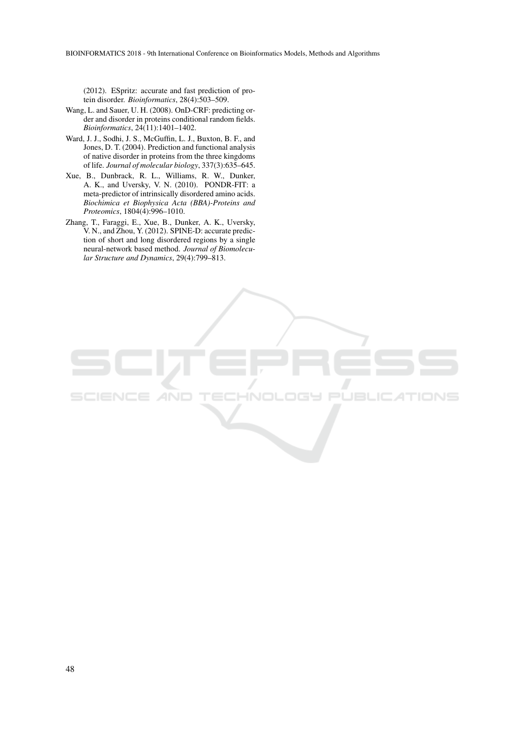(2012). ESpritz: accurate and fast prediction of protein disorder. *Bioinformatics*, 28(4):503–509.

Wang, L. and Sauer, U. H. (2008). OnD-CRF: predicting order and disorder in proteins conditional random fields. *Bioinformatics*, 24(11):1401–1402.

Ward, J. J., Sodhi, J. S., McGuffin, L. J., Buxton, B. F., and Jones, D. T. (2004). Prediction and functional analysis of native disorder in proteins from the three kingdoms of life. *Journal of molecular biology*, 337(3):635–645.

Xue, B., Dunbrack, R. L., Williams, R. W., Dunker, A. K., and Uversky, V. N. (2010). PONDR-FIT: a meta-predictor of intrinsically disordered amino acids. *Biochimica et Biophysica Acta (BBA)-Proteins and Proteomics*, 1804(4):996–1010.

Zhang, T., Faraggi, E., Xue, B., Dunker, A. K., Uversky, V. N., and Zhou, Y. (2012). SPINE-D: accurate prediction of short and long disordered regions by a single neural-network based method. *Journal of Biomolecular Structure and Dynamics*, 29(4):799–813.